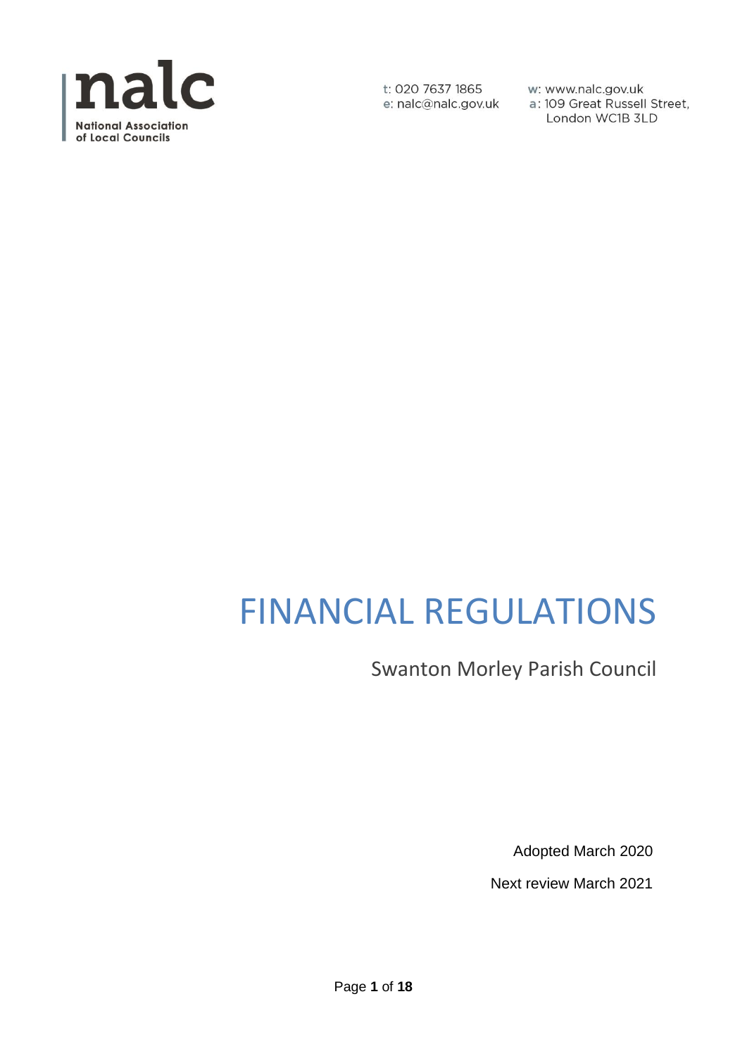nalc

National Association of Local Councils

t: 020 7637 1865
e: nalc@nalc.gov.uk

w: www.nalc.gov.uk
a: 109 Great Russell Street, London WC1B 3LD

# FINANCIAL REGULATIONS

## Swanton Morley Parish Council

Adopted March 2020

Next review March 2021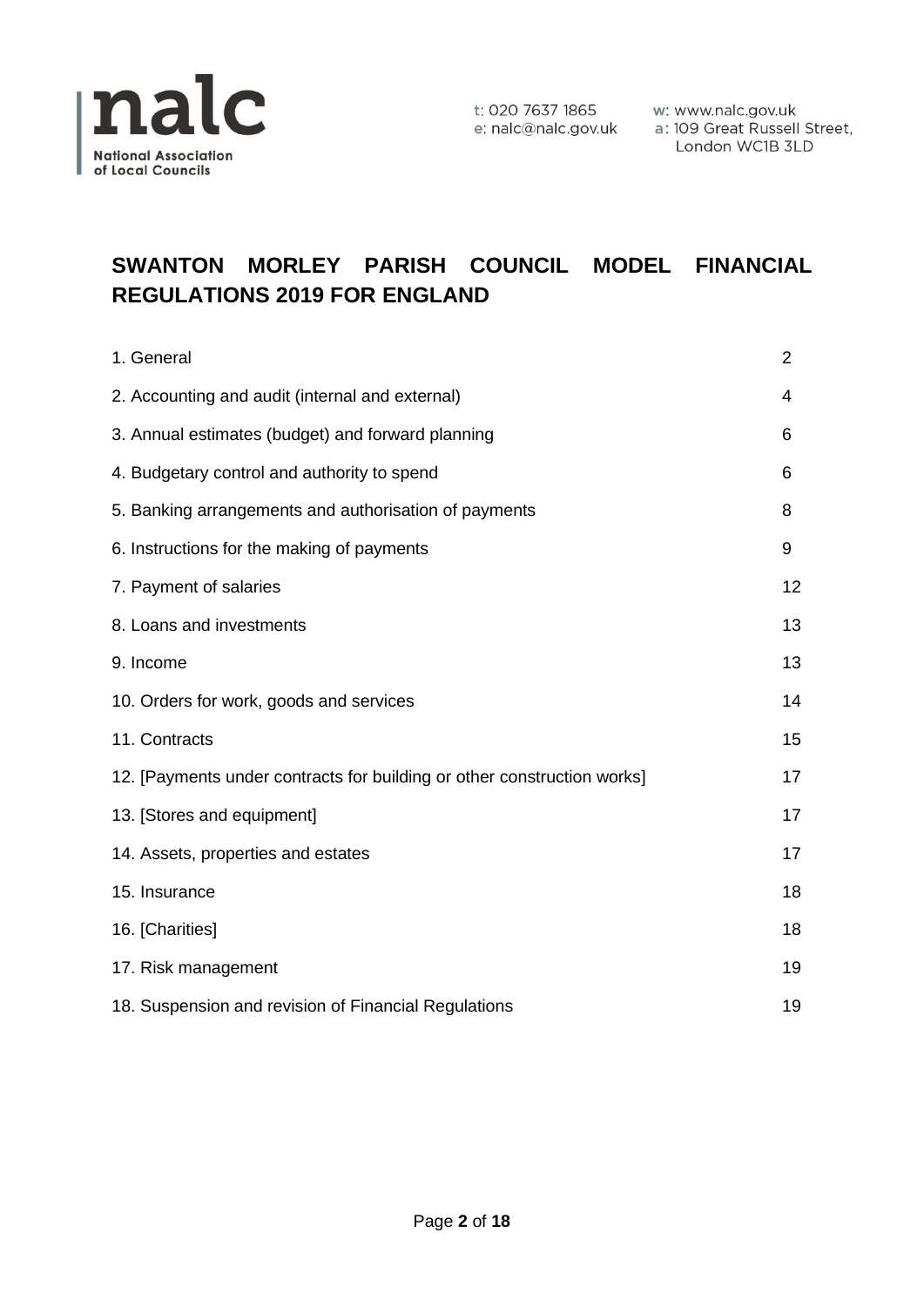# SWANTON MORLEY PARISH COUNCIL MODEL FINANCIAL REGULATIONS 2019 FOR ENGLAND

| | |
|---|---|
| 1. General | 2 |
| 2. Accounting and audit (internal and external) | 4 |
| 3. Annual estimates (budget) and forward planning | 6 |
| 4. Budgetary control and authority to spend | 6 |
| 5. Banking arrangements and authorisation of payments | 8 |
| 6. Instructions for the making of payments | 9 |
| 7. Payment of salaries | 12 |
| 8. Loans and investments | 13 |
| 9. Income | 13 |
| 10. Orders for work, goods and services | 14 |
| 11. Contracts | 15 |
| 12. [Payments under contracts for building or other construction works] | 17 |
| 13. [Stores and equipment] | 17 |
| 14. Assets, properties and estates | 17 |
| 15. Insurance | 18 |
| 16. [Charities] | 18 |
| 17. Risk management | 19 |
| 18. Suspension and revision of Financial Regulations | 19 |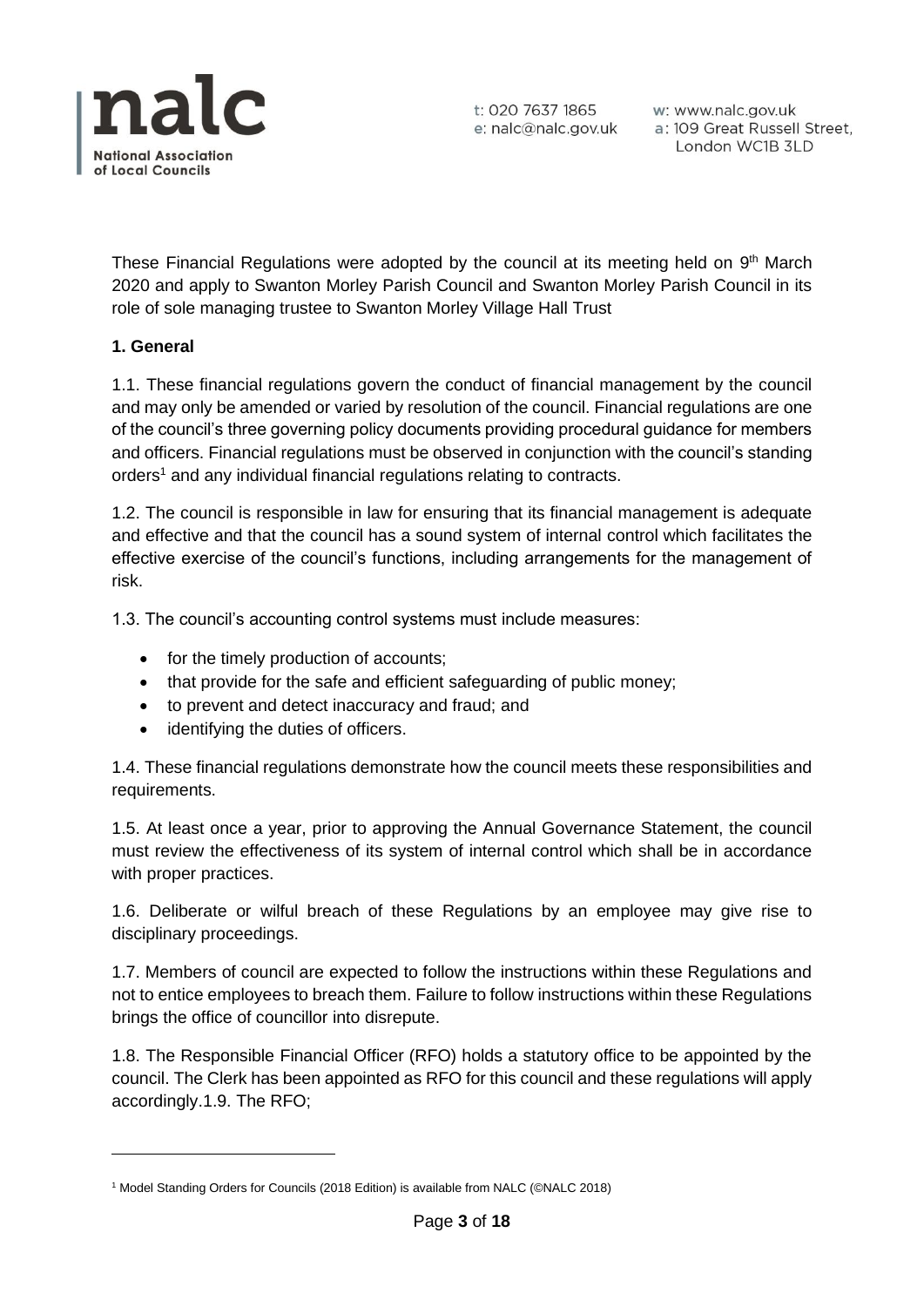These Financial Regulations were adopted by the council at its meeting held on 9th March 2020 and apply to Swanton Morley Parish Council and Swanton Morley Parish Council in its role of sole managing trustee to Swanton Morley Village Hall Trust

**1. General**

1.1. These financial regulations govern the conduct of financial management by the council and may only be amended or varied by resolution of the council. Financial regulations are one of the council's three governing policy documents providing procedural guidance for members and officers. Financial regulations must be observed in conjunction with the council's standing orders[1] and any individual financial regulations relating to contracts.

1.2. The council is responsible in law for ensuring that its financial management is adequate and effective and that the council has a sound system of internal control which facilitates the effective exercise of the council's functions, including arrangements for the management of risk.

1.3. The council's accounting control systems must include measures:

- for the timely production of accounts;
- that provide for the safe and efficient safeguarding of public money;
- to prevent and detect inaccuracy and fraud; and
- identifying the duties of officers.

1.4. These financial regulations demonstrate how the council meets these responsibilities and requirements.

1.5. At least once a year, prior to approving the Annual Governance Statement, the council must review the effectiveness of its system of internal control which shall be in accordance with proper practices.

1.6. Deliberate or wilful breach of these Regulations by an employee may give rise to disciplinary proceedings.

1.7. Members of council are expected to follow the instructions within these Regulations and not to entice employees to breach them. Failure to follow instructions within these Regulations brings the office of councillor into disrepute.

1.8. The Responsible Financial Officer (RFO) holds a statutory office to be appointed by the council. The Clerk has been appointed as RFO for this council and these regulations will apply accordingly.1.9. The RFO;

[1] Model Standing Orders for Councils (2018 Edition) is available from NALC (©NALC 2018)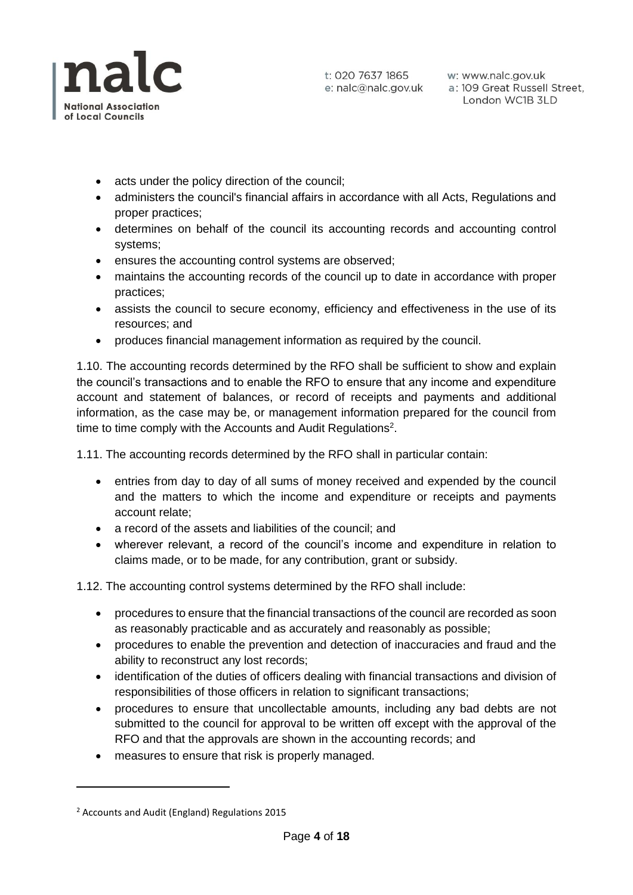- acts under the policy direction of the council;
- administers the council's financial affairs in accordance with all Acts, Regulations and proper practices;
- determines on behalf of the council its accounting records and accounting control systems;
- ensures the accounting control systems are observed;
- maintains the accounting records of the council up to date in accordance with proper practices;
- assists the council to secure economy, efficiency and effectiveness in the use of its resources; and
- produces financial management information as required by the council.

1.10. The accounting records determined by the RFO shall be sufficient to show and explain the council's transactions and to enable the RFO to ensure that any income and expenditure account and statement of balances, or record of receipts and payments and additional information, as the case may be, or management information prepared for the council from time to time comply with the Accounts and Audit Regulations[2].

1.11. The accounting records determined by the RFO shall in particular contain:

- entries from day to day of all sums of money received and expended by the council and the matters to which the income and expenditure or receipts and payments account relate;
- a record of the assets and liabilities of the council; and
- wherever relevant, a record of the council's income and expenditure in relation to claims made, or to be made, for any contribution, grant or subsidy.

1.12. The accounting control systems determined by the RFO shall include:

- procedures to ensure that the financial transactions of the council are recorded as soon as reasonably practicable and as accurately and reasonably as possible;
- procedures to enable the prevention and detection of inaccuracies and fraud and the ability to reconstruct any lost records;
- identification of the duties of officers dealing with financial transactions and division of responsibilities of those officers in relation to significant transactions;
- procedures to ensure that uncollectable amounts, including any bad debts are not submitted to the council for approval to be written off except with the approval of the RFO and that the approvals are shown in the accounting records; and
- measures to ensure that risk is properly managed.

[2] Accounts and Audit (England) Regulations 2015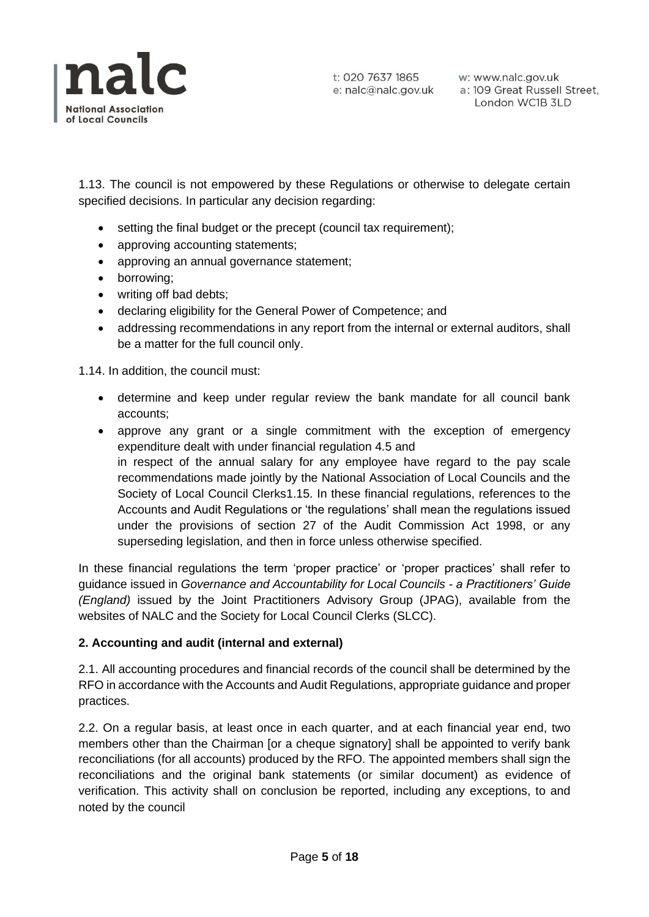1.13. The council is not empowered by these Regulations or otherwise to delegate certain specified decisions. In particular any decision regarding:

- setting the final budget or the precept (council tax requirement);
- approving accounting statements;
- approving an annual governance statement;
- borrowing;
- writing off bad debts;
- declaring eligibility for the General Power of Competence; and
- addressing recommendations in any report from the internal or external auditors, shall be a matter for the full council only.

1.14. In addition, the council must:

- determine and keep under regular review the bank mandate for all council bank accounts;
- approve any grant or a single commitment with the exception of emergency expenditure dealt with under financial regulation 4.5 and
  in respect of the annual salary for any employee have regard to the pay scale recommendations made jointly by the National Association of Local Councils and the Society of Local Council Clerks1.15. In these financial regulations, references to the Accounts and Audit Regulations or 'the regulations' shall mean the regulations issued under the provisions of section 27 of the Audit Commission Act 1998, or any superseding legislation, and then in force unless otherwise specified.

In these financial regulations the term 'proper practice' or 'proper practices' shall refer to guidance issued in *Governance and Accountability for Local Councils - a Practitioners' Guide (England)* issued by the Joint Practitioners Advisory Group (JPAG), available from the websites of NALC and the Society for Local Council Clerks (SLCC).

**2. Accounting and audit (internal and external)**

2.1. All accounting procedures and financial records of the council shall be determined by the RFO in accordance with the Accounts and Audit Regulations, appropriate guidance and proper practices.

2.2. On a regular basis, at least once in each quarter, and at each financial year end, two members other than the Chairman [or a cheque signatory] shall be appointed to verify bank reconciliations (for all accounts) produced by the RFO. The appointed members shall sign the reconciliations and the original bank statements (or similar document) as evidence of verification. This activity shall on conclusion be reported, including any exceptions, to and noted by the council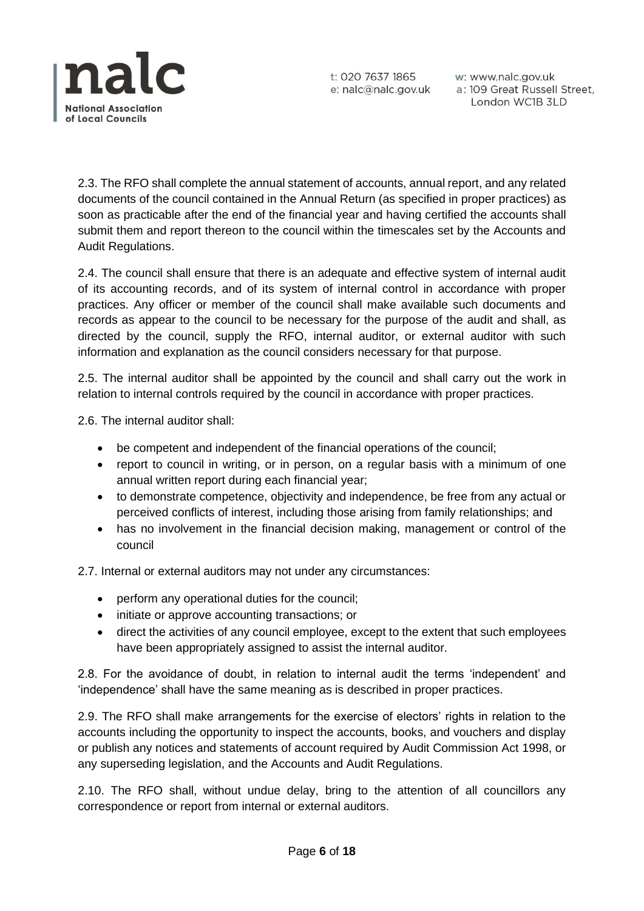2.3. The RFO shall complete the annual statement of accounts, annual report, and any related documents of the council contained in the Annual Return (as specified in proper practices) as soon as practicable after the end of the financial year and having certified the accounts shall submit them and report thereon to the council within the timescales set by the Accounts and Audit Regulations.

2.4. The council shall ensure that there is an adequate and effective system of internal audit of its accounting records, and of its system of internal control in accordance with proper practices. Any officer or member of the council shall make available such documents and records as appear to the council to be necessary for the purpose of the audit and shall, as directed by the council, supply the RFO, internal auditor, or external auditor with such information and explanation as the council considers necessary for that purpose.

2.5. The internal auditor shall be appointed by the council and shall carry out the work in relation to internal controls required by the council in accordance with proper practices.

2.6. The internal auditor shall:

- be competent and independent of the financial operations of the council;
- report to council in writing, or in person, on a regular basis with a minimum of one annual written report during each financial year;
- to demonstrate competence, objectivity and independence, be free from any actual or perceived conflicts of interest, including those arising from family relationships; and
- has no involvement in the financial decision making, management or control of the council

2.7. Internal or external auditors may not under any circumstances:

- perform any operational duties for the council;
- initiate or approve accounting transactions; or
- direct the activities of any council employee, except to the extent that such employees have been appropriately assigned to assist the internal auditor.

2.8. For the avoidance of doubt, in relation to internal audit the terms 'independent' and 'independence' shall have the same meaning as is described in proper practices.

2.9. The RFO shall make arrangements for the exercise of electors' rights in relation to the accounts including the opportunity to inspect the accounts, books, and vouchers and display or publish any notices and statements of account required by Audit Commission Act 1998, or any superseding legislation, and the Accounts and Audit Regulations.

2.10. The RFO shall, without undue delay, bring to the attention of all councillors any correspondence or report from internal or external auditors.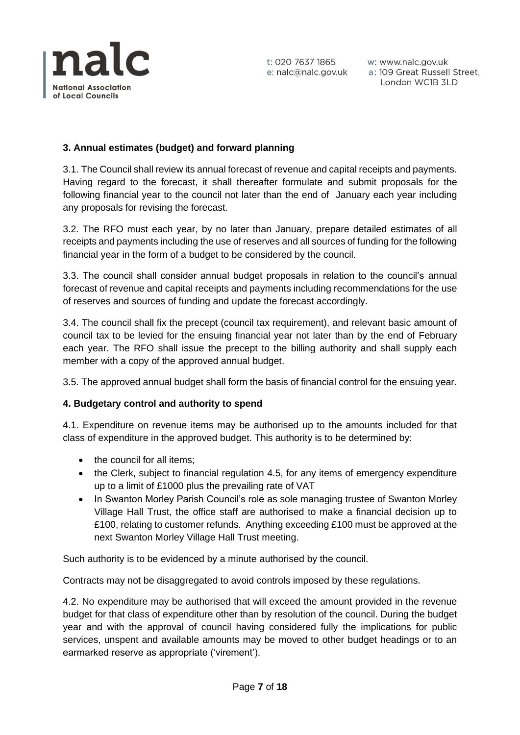**3. Annual estimates (budget) and forward planning**

3.1. The Council shall review its annual forecast of revenue and capital receipts and payments. Having regard to the forecast, it shall thereafter formulate and submit proposals for the following financial year to the council not later than the end of January each year including any proposals for revising the forecast.

3.2. The RFO must each year, by no later than January, prepare detailed estimates of all receipts and payments including the use of reserves and all sources of funding for the following financial year in the form of a budget to be considered by the council.

3.3. The council shall consider annual budget proposals in relation to the council's annual forecast of revenue and capital receipts and payments including recommendations for the use of reserves and sources of funding and update the forecast accordingly.

3.4. The council shall fix the precept (council tax requirement), and relevant basic amount of council tax to be levied for the ensuing financial year not later than by the end of February each year. The RFO shall issue the precept to the billing authority and shall supply each member with a copy of the approved annual budget.

3.5. The approved annual budget shall form the basis of financial control for the ensuing year.

**4. Budgetary control and authority to spend**

4.1. Expenditure on revenue items may be authorised up to the amounts included for that class of expenditure in the approved budget. This authority is to be determined by:

- the council for all items;
- the Clerk, subject to financial regulation 4.5, for any items of emergency expenditure up to a limit of £1000 plus the prevailing rate of VAT
- In Swanton Morley Parish Council's role as sole managing trustee of Swanton Morley Village Hall Trust, the office staff are authorised to make a financial decision up to £100, relating to customer refunds. Anything exceeding £100 must be approved at the next Swanton Morley Village Hall Trust meeting.

Such authority is to be evidenced by a minute authorised by the council.

Contracts may not be disaggregated to avoid controls imposed by these regulations.

4.2. No expenditure may be authorised that will exceed the amount provided in the revenue budget for that class of expenditure other than by resolution of the council. During the budget year and with the approval of council having considered fully the implications for public services, unspent and available amounts may be moved to other budget headings or to an earmarked reserve as appropriate ('virement').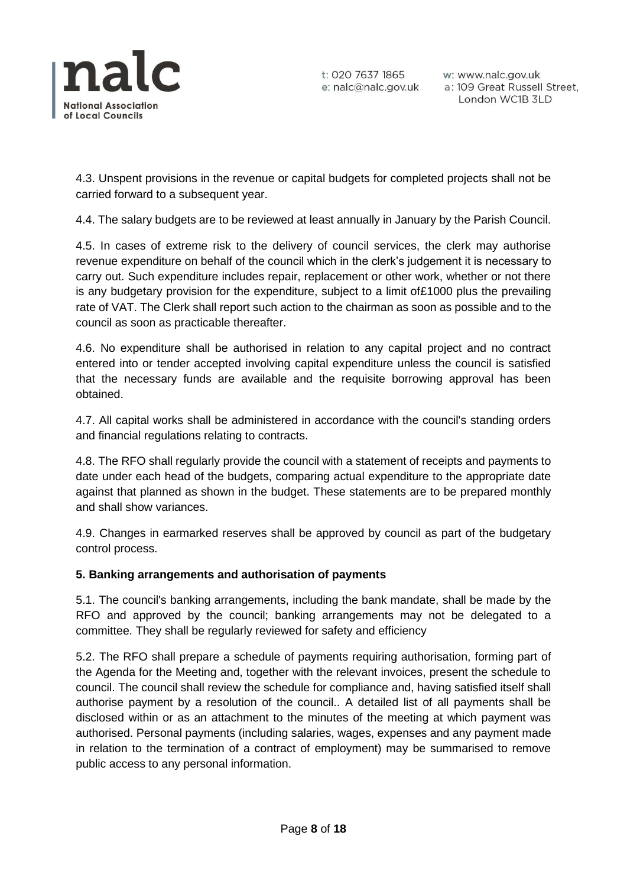4.3. Unspent provisions in the revenue or capital budgets for completed projects shall not be carried forward to a subsequent year.

4.4. The salary budgets are to be reviewed at least annually in January by the Parish Council.

4.5. In cases of extreme risk to the delivery of council services, the clerk may authorise revenue expenditure on behalf of the council which in the clerk's judgement it is necessary to carry out. Such expenditure includes repair, replacement or other work, whether or not there is any budgetary provision for the expenditure, subject to a limit of£1000 plus the prevailing rate of VAT. The Clerk shall report such action to the chairman as soon as possible and to the council as soon as practicable thereafter.

4.6. No expenditure shall be authorised in relation to any capital project and no contract entered into or tender accepted involving capital expenditure unless the council is satisfied that the necessary funds are available and the requisite borrowing approval has been obtained.

4.7. All capital works shall be administered in accordance with the council's standing orders and financial regulations relating to contracts.

4.8. The RFO shall regularly provide the council with a statement of receipts and payments to date under each head of the budgets, comparing actual expenditure to the appropriate date against that planned as shown in the budget. These statements are to be prepared monthly and shall show variances.

4.9. Changes in earmarked reserves shall be approved by council as part of the budgetary control process.

**5. Banking arrangements and authorisation of payments**

5.1. The council's banking arrangements, including the bank mandate, shall be made by the RFO and approved by the council; banking arrangements may not be delegated to a committee. They shall be regularly reviewed for safety and efficiency

5.2. The RFO shall prepare a schedule of payments requiring authorisation, forming part of the Agenda for the Meeting and, together with the relevant invoices, present the schedule to council. The council shall review the schedule for compliance and, having satisfied itself shall authorise payment by a resolution of the council.. A detailed list of all payments shall be disclosed within or as an attachment to the minutes of the meeting at which payment was authorised. Personal payments (including salaries, wages, expenses and any payment made in relation to the termination of a contract of employment) may be summarised to remove public access to any personal information.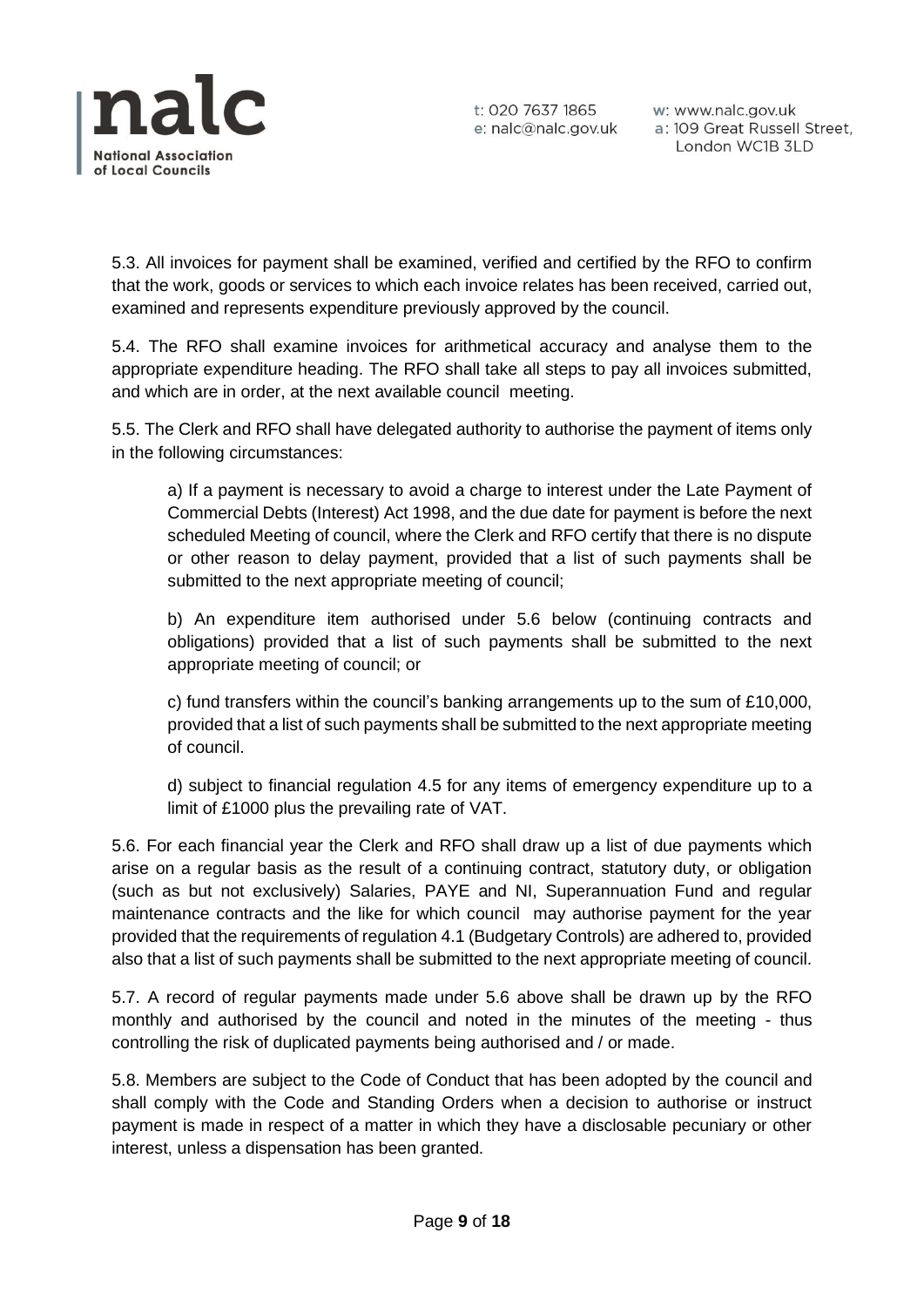5.3. All invoices for payment shall be examined, verified and certified by the RFO to confirm that the work, goods or services to which each invoice relates has been received, carried out, examined and represents expenditure previously approved by the council.

5.4. The RFO shall examine invoices for arithmetical accuracy and analyse them to the appropriate expenditure heading. The RFO shall take all steps to pay all invoices submitted, and which are in order, at the next available council meeting.

5.5. The Clerk and RFO shall have delegated authority to authorise the payment of items only in the following circumstances:

> a) If a payment is necessary to avoid a charge to interest under the Late Payment of Commercial Debts (Interest) Act 1998, and the due date for payment is before the next scheduled Meeting of council, where the Clerk and RFO certify that there is no dispute or other reason to delay payment, provided that a list of such payments shall be submitted to the next appropriate meeting of council;
>
> b) An expenditure item authorised under 5.6 below (continuing contracts and obligations) provided that a list of such payments shall be submitted to the next appropriate meeting of council; or
>
> c) fund transfers within the council's banking arrangements up to the sum of £10,000, provided that a list of such payments shall be submitted to the next appropriate meeting of council.
>
> d) subject to financial regulation 4.5 for any items of emergency expenditure up to a limit of £1000 plus the prevailing rate of VAT.

5.6. For each financial year the Clerk and RFO shall draw up a list of due payments which arise on a regular basis as the result of a continuing contract, statutory duty, or obligation (such as but not exclusively) Salaries, PAYE and NI, Superannuation Fund and regular maintenance contracts and the like for which council may authorise payment for the year provided that the requirements of regulation 4.1 (Budgetary Controls) are adhered to, provided also that a list of such payments shall be submitted to the next appropriate meeting of council.

5.7. A record of regular payments made under 5.6 above shall be drawn up by the RFO monthly and authorised by the council and noted in the minutes of the meeting - thus controlling the risk of duplicated payments being authorised and / or made.

5.8. Members are subject to the Code of Conduct that has been adopted by the council and shall comply with the Code and Standing Orders when a decision to authorise or instruct payment is made in respect of a matter in which they have a disclosable pecuniary or other interest, unless a dispensation has been granted.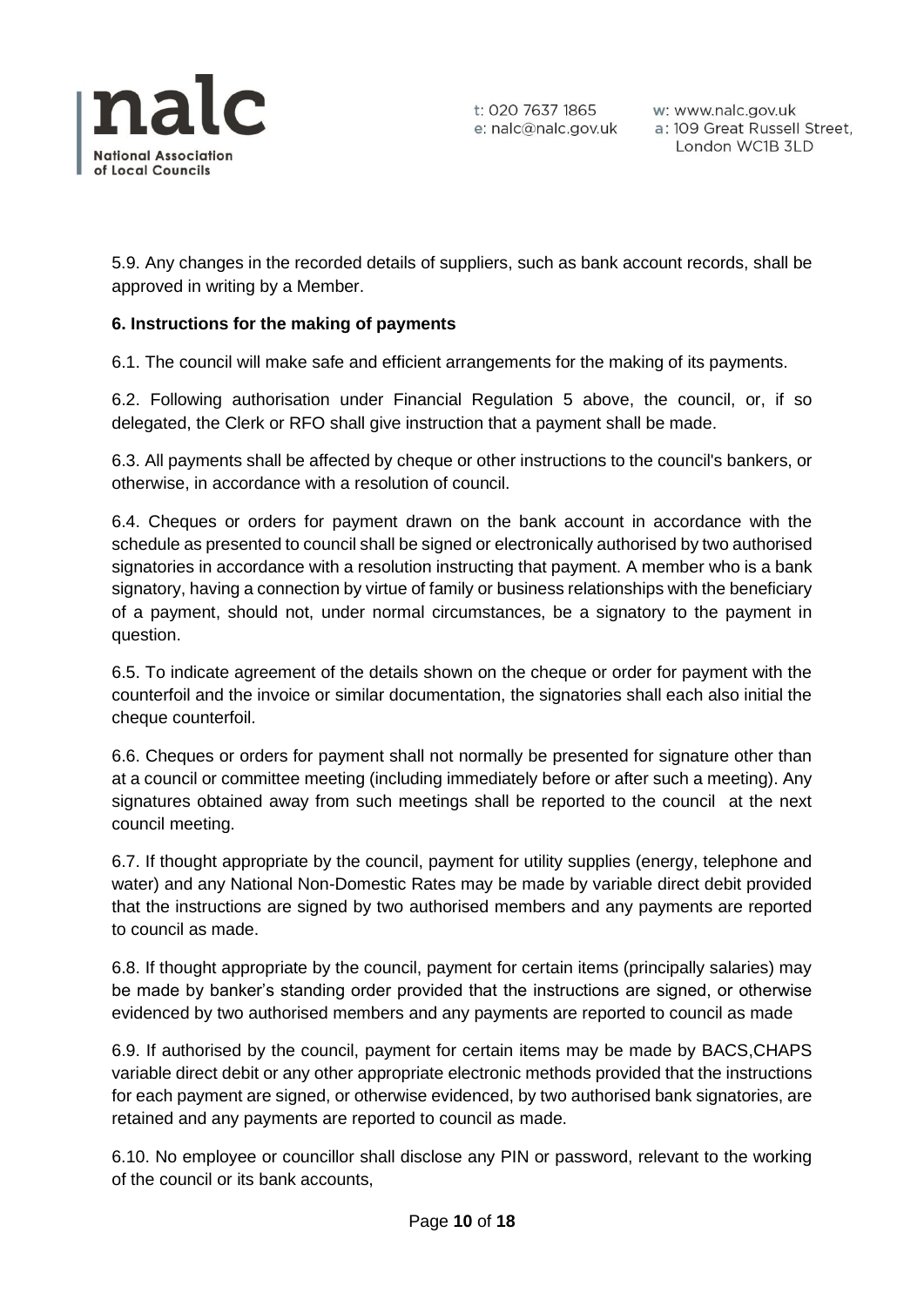5.9. Any changes in the recorded details of suppliers, such as bank account records, shall be approved in writing by a Member.

**6. Instructions for the making of payments**

6.1. The council will make safe and efficient arrangements for the making of its payments.

6.2. Following authorisation under Financial Regulation 5 above, the council, or, if so delegated, the Clerk or RFO shall give instruction that a payment shall be made.

6.3. All payments shall be affected by cheque or other instructions to the council's bankers, or otherwise, in accordance with a resolution of council.

6.4. Cheques or orders for payment drawn on the bank account in accordance with the schedule as presented to council shall be signed or electronically authorised by two authorised signatories in accordance with a resolution instructing that payment. A member who is a bank signatory, having a connection by virtue of family or business relationships with the beneficiary of a payment, should not, under normal circumstances, be a signatory to the payment in question.

6.5. To indicate agreement of the details shown on the cheque or order for payment with the counterfoil and the invoice or similar documentation, the signatories shall each also initial the cheque counterfoil.

6.6. Cheques or orders for payment shall not normally be presented for signature other than at a council or committee meeting (including immediately before or after such a meeting). Any signatures obtained away from such meetings shall be reported to the council at the next council meeting.

6.7. If thought appropriate by the council, payment for utility supplies (energy, telephone and water) and any National Non-Domestic Rates may be made by variable direct debit provided that the instructions are signed by two authorised members and any payments are reported to council as made.

6.8. If thought appropriate by the council, payment for certain items (principally salaries) may be made by banker's standing order provided that the instructions are signed, or otherwise evidenced by two authorised members and any payments are reported to council as made

6.9. If authorised by the council, payment for certain items may be made by BACS,CHAPS variable direct debit or any other appropriate electronic methods provided that the instructions for each payment are signed, or otherwise evidenced, by two authorised bank signatories, are retained and any payments are reported to council as made.

6.10. No employee or councillor shall disclose any PIN or password, relevant to the working of the council or its bank accounts,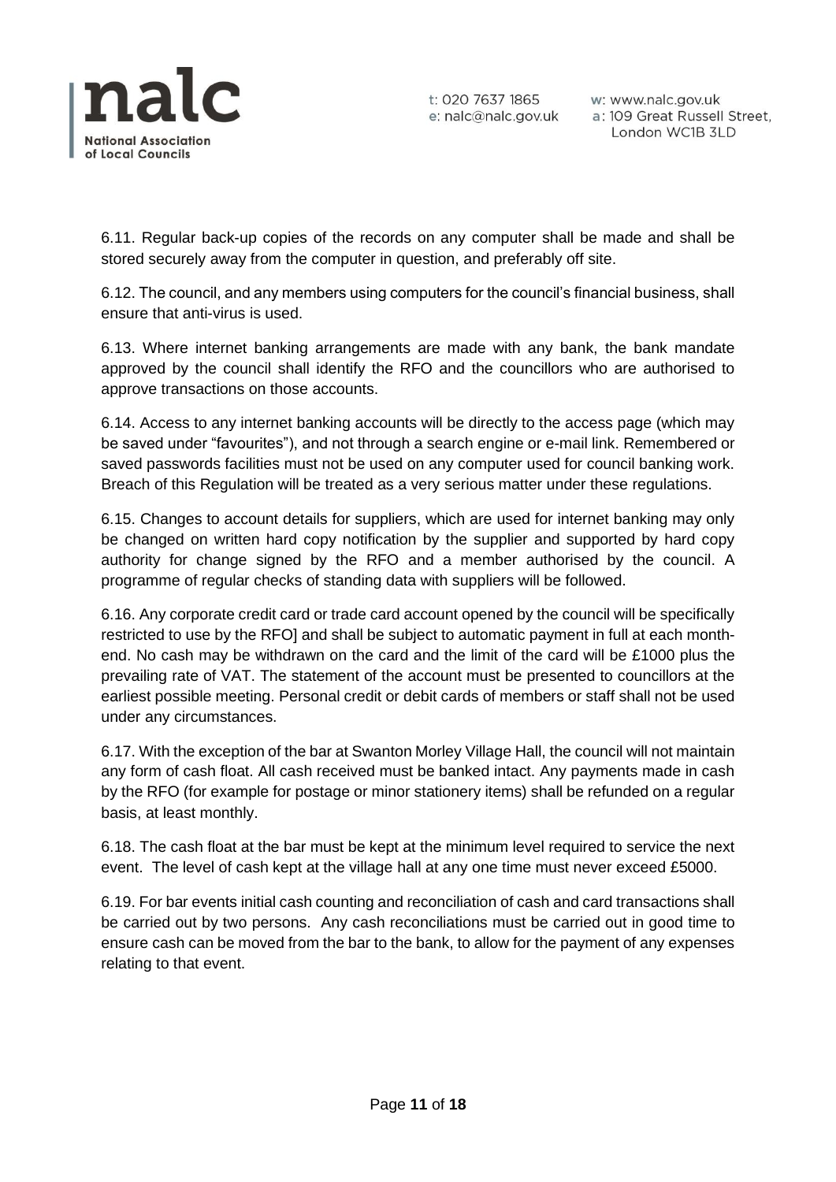6.11. Regular back-up copies of the records on any computer shall be made and shall be stored securely away from the computer in question, and preferably off site.

6.12. The council, and any members using computers for the council's financial business, shall ensure that anti-virus is used.

6.13. Where internet banking arrangements are made with any bank, the bank mandate approved by the council shall identify the RFO and the councillors who are authorised to approve transactions on those accounts.

6.14. Access to any internet banking accounts will be directly to the access page (which may be saved under "favourites"), and not through a search engine or e-mail link. Remembered or saved passwords facilities must not be used on any computer used for council banking work. Breach of this Regulation will be treated as a very serious matter under these regulations.

6.15. Changes to account details for suppliers, which are used for internet banking may only be changed on written hard copy notification by the supplier and supported by hard copy authority for change signed by the RFO and a member authorised by the council. A programme of regular checks of standing data with suppliers will be followed.

6.16. Any corporate credit card or trade card account opened by the council will be specifically restricted to use by the RFO] and shall be subject to automatic payment in full at each month-end. No cash may be withdrawn on the card and the limit of the card will be £1000 plus the prevailing rate of VAT. The statement of the account must be presented to councillors at the earliest possible meeting. Personal credit or debit cards of members or staff shall not be used under any circumstances.

6.17. With the exception of the bar at Swanton Morley Village Hall, the council will not maintain any form of cash float. All cash received must be banked intact. Any payments made in cash by the RFO (for example for postage or minor stationery items) shall be refunded on a regular basis, at least monthly.

6.18. The cash float at the bar must be kept at the minimum level required to service the next event. The level of cash kept at the village hall at any one time must never exceed £5000.

6.19. For bar events initial cash counting and reconciliation of cash and card transactions shall be carried out by two persons. Any cash reconciliations must be carried out in good time to ensure cash can be moved from the bar to the bank, to allow for the payment of any expenses relating to that event.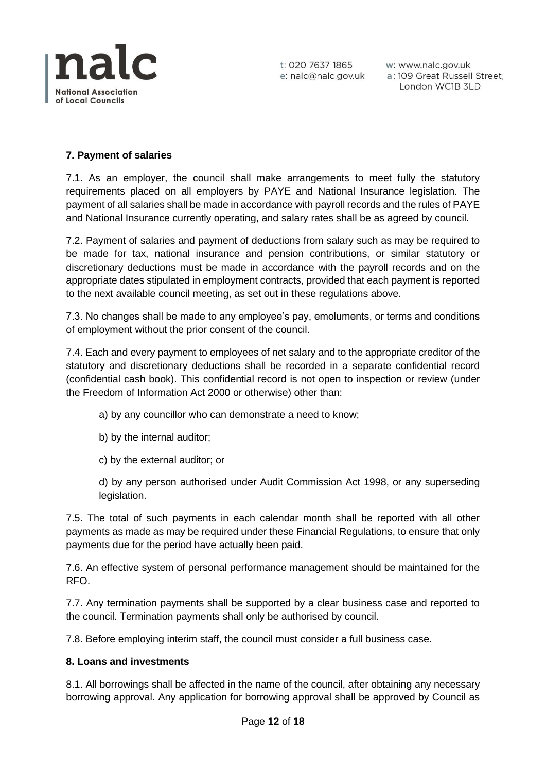**7. Payment of salaries**

7.1. As an employer, the council shall make arrangements to meet fully the statutory requirements placed on all employers by PAYE and National Insurance legislation. The payment of all salaries shall be made in accordance with payroll records and the rules of PAYE and National Insurance currently operating, and salary rates shall be as agreed by council.

7.2. Payment of salaries and payment of deductions from salary such as may be required to be made for tax, national insurance and pension contributions, or similar statutory or discretionary deductions must be made in accordance with the payroll records and on the appropriate dates stipulated in employment contracts, provided that each payment is reported to the next available council meeting, as set out in these regulations above.

7.3. No changes shall be made to any employee's pay, emoluments, or terms and conditions of employment without the prior consent of the council.

7.4. Each and every payment to employees of net salary and to the appropriate creditor of the statutory and discretionary deductions shall be recorded in a separate confidential record (confidential cash book). This confidential record is not open to inspection or review (under the Freedom of Information Act 2000 or otherwise) other than:

a) by any councillor who can demonstrate a need to know;

b) by the internal auditor;

c) by the external auditor; or

d) by any person authorised under Audit Commission Act 1998, or any superseding legislation.

7.5. The total of such payments in each calendar month shall be reported with all other payments as made as may be required under these Financial Regulations, to ensure that only payments due for the period have actually been paid.

7.6. An effective system of personal performance management should be maintained for the RFO.

7.7. Any termination payments shall be supported by a clear business case and reported to the council. Termination payments shall only be authorised by council.

7.8. Before employing interim staff, the council must consider a full business case.

**8. Loans and investments**

8.1. All borrowings shall be affected in the name of the council, after obtaining any necessary borrowing approval. Any application for borrowing approval shall be approved by Council as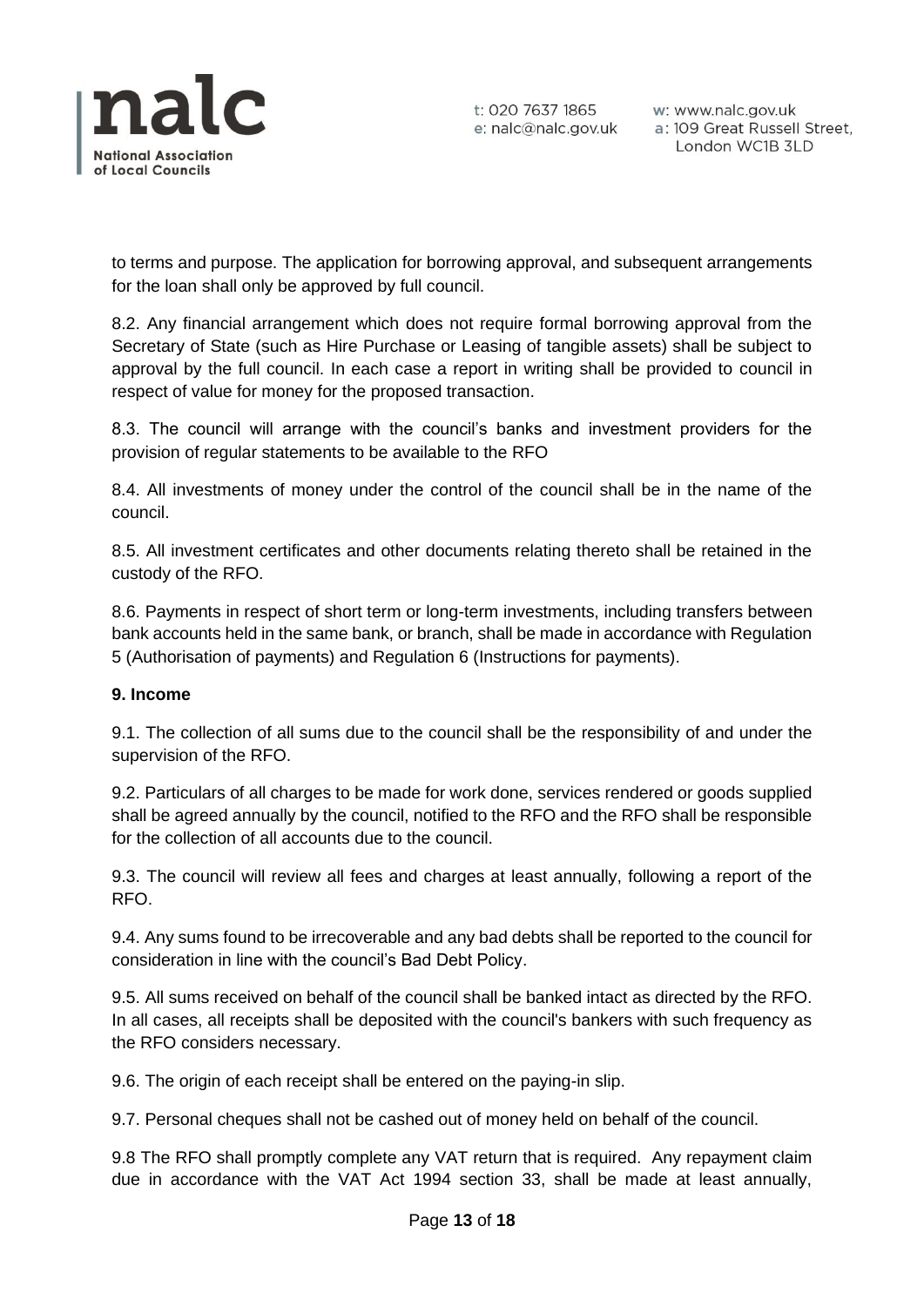to terms and purpose. The application for borrowing approval, and subsequent arrangements for the loan shall only be approved by full council.

8.2. Any financial arrangement which does not require formal borrowing approval from the Secretary of State (such as Hire Purchase or Leasing of tangible assets) shall be subject to approval by the full council. In each case a report in writing shall be provided to council in respect of value for money for the proposed transaction.

8.3. The council will arrange with the council's banks and investment providers for the provision of regular statements to be available to the RFO

8.4. All investments of money under the control of the council shall be in the name of the council.

8.5. All investment certificates and other documents relating thereto shall be retained in the custody of the RFO.

8.6. Payments in respect of short term or long-term investments, including transfers between bank accounts held in the same bank, or branch, shall be made in accordance with Regulation 5 (Authorisation of payments) and Regulation 6 (Instructions for payments).

**9. Income**

9.1. The collection of all sums due to the council shall be the responsibility of and under the supervision of the RFO.

9.2. Particulars of all charges to be made for work done, services rendered or goods supplied shall be agreed annually by the council, notified to the RFO and the RFO shall be responsible for the collection of all accounts due to the council.

9.3. The council will review all fees and charges at least annually, following a report of the RFO.

9.4. Any sums found to be irrecoverable and any bad debts shall be reported to the council for consideration in line with the council's Bad Debt Policy.

9.5. All sums received on behalf of the council shall be banked intact as directed by the RFO. In all cases, all receipts shall be deposited with the council's bankers with such frequency as the RFO considers necessary.

9.6. The origin of each receipt shall be entered on the paying-in slip.

9.7. Personal cheques shall not be cashed out of money held on behalf of the council.

9.8 The RFO shall promptly complete any VAT return that is required. Any repayment claim due in accordance with the VAT Act 1994 section 33, shall be made at least annually,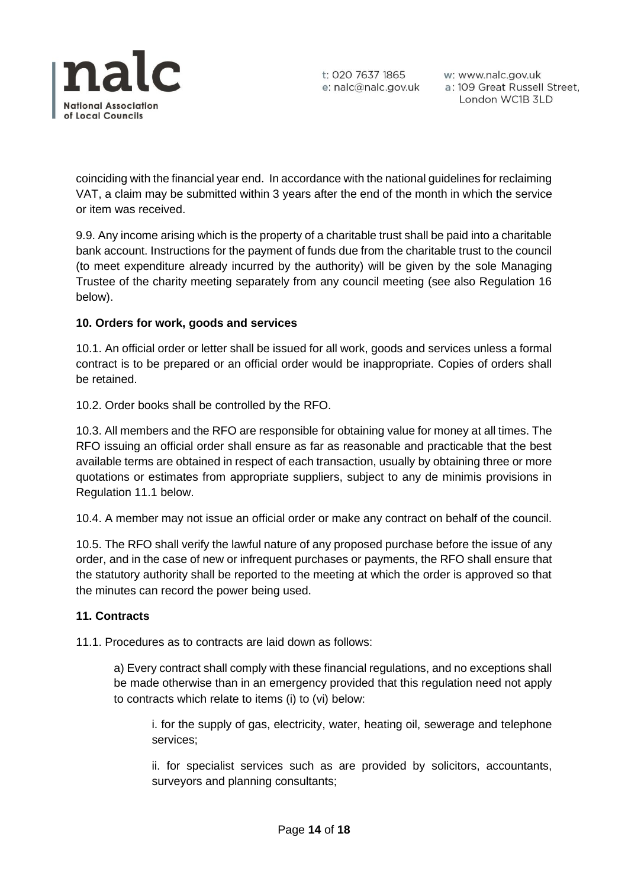coinciding with the financial year end. In accordance with the national guidelines for reclaiming VAT, a claim may be submitted within 3 years after the end of the month in which the service or item was received.

9.9. Any income arising which is the property of a charitable trust shall be paid into a charitable bank account. Instructions for the payment of funds due from the charitable trust to the council (to meet expenditure already incurred by the authority) will be given by the sole Managing Trustee of the charity meeting separately from any council meeting (see also Regulation 16 below).

**10. Orders for work, goods and services**

10.1. An official order or letter shall be issued for all work, goods and services unless a formal contract is to be prepared or an official order would be inappropriate. Copies of orders shall be retained.

10.2. Order books shall be controlled by the RFO.

10.3. All members and the RFO are responsible for obtaining value for money at all times. The RFO issuing an official order shall ensure as far as reasonable and practicable that the best available terms are obtained in respect of each transaction, usually by obtaining three or more quotations or estimates from appropriate suppliers, subject to any de minimis provisions in Regulation 11.1 below.

10.4. A member may not issue an official order or make any contract on behalf of the council.

10.5. The RFO shall verify the lawful nature of any proposed purchase before the issue of any order, and in the case of new or infrequent purchases or payments, the RFO shall ensure that the statutory authority shall be reported to the meeting at which the order is approved so that the minutes can record the power being used.

**11. Contracts**

11.1. Procedures as to contracts are laid down as follows:

a) Every contract shall comply with these financial regulations, and no exceptions shall be made otherwise than in an emergency provided that this regulation need not apply to contracts which relate to items (i) to (vi) below:

i. for the supply of gas, electricity, water, heating oil, sewerage and telephone services;

ii. for specialist services such as are provided by solicitors, accountants, surveyors and planning consultants;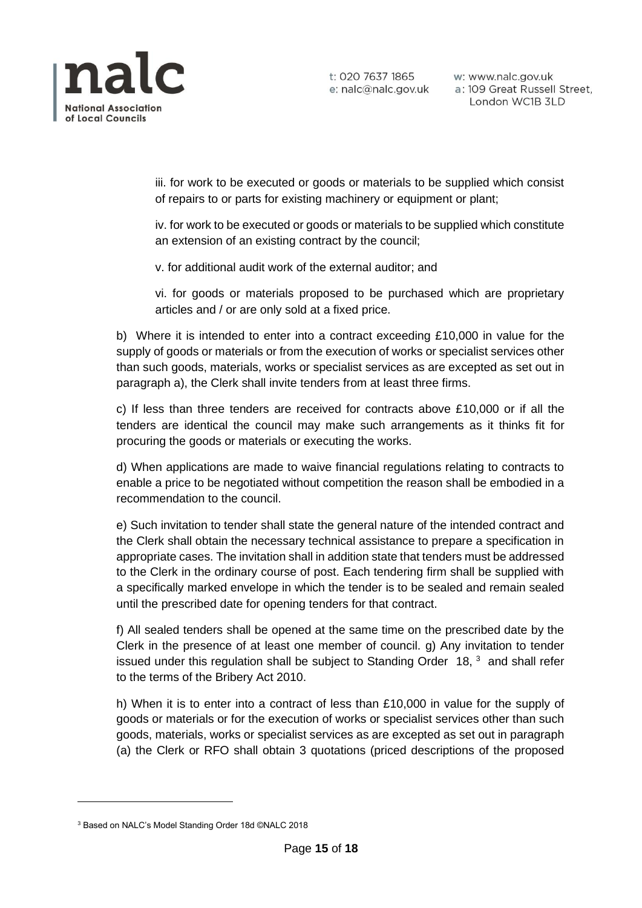iii. for work to be executed or goods or materials to be supplied which consist of repairs to or parts for existing machinery or equipment or plant;

iv. for work to be executed or goods or materials to be supplied which constitute an extension of an existing contract by the council;

v. for additional audit work of the external auditor; and

vi. for goods or materials proposed to be purchased which are proprietary articles and / or are only sold at a fixed price.

b) Where it is intended to enter into a contract exceeding £10,000 in value for the supply of goods or materials or from the execution of works or specialist services other than such goods, materials, works or specialist services as are excepted as set out in paragraph a), the Clerk shall invite tenders from at least three firms.

c) If less than three tenders are received for contracts above £10,000 or if all the tenders are identical the council may make such arrangements as it thinks fit for procuring the goods or materials or executing the works.

d) When applications are made to waive financial regulations relating to contracts to enable a price to be negotiated without competition the reason shall be embodied in a recommendation to the council.

e) Such invitation to tender shall state the general nature of the intended contract and the Clerk shall obtain the necessary technical assistance to prepare a specification in appropriate cases. The invitation shall in addition state that tenders must be addressed to the Clerk in the ordinary course of post. Each tendering firm shall be supplied with a specifically marked envelope in which the tender is to be sealed and remain sealed until the prescribed date for opening tenders for that contract.

f) All sealed tenders shall be opened at the same time on the prescribed date by the Clerk in the presence of at least one member of council. g) Any invitation to tender issued under this regulation shall be subject to Standing Order 18, [3] and shall refer to the terms of the Bribery Act 2010.

h) When it is to enter into a contract of less than £10,000 in value for the supply of goods or materials or for the execution of works or specialist services other than such goods, materials, works or specialist services as are excepted as set out in paragraph (a) the Clerk or RFO shall obtain 3 quotations (priced descriptions of the proposed

[3] Based on NALC's Model Standing Order 18d ©NALC 2018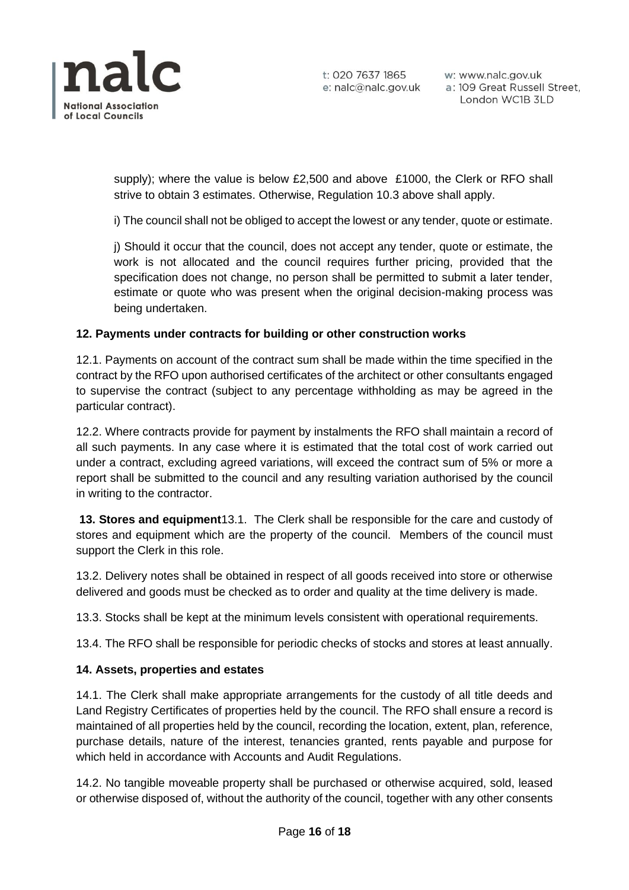supply); where the value is below £2,500 and above £1000, the Clerk or RFO shall strive to obtain 3 estimates. Otherwise, Regulation 10.3 above shall apply.

i) The council shall not be obliged to accept the lowest or any tender, quote or estimate.

j) Should it occur that the council, does not accept any tender, quote or estimate, the work is not allocated and the council requires further pricing, provided that the specification does not change, no person shall be permitted to submit a later tender, estimate or quote who was present when the original decision-making process was being undertaken.

**12. Payments under contracts for building or other construction works**

12.1. Payments on account of the contract sum shall be made within the time specified in the contract by the RFO upon authorised certificates of the architect or other consultants engaged to supervise the contract (subject to any percentage withholding as may be agreed in the particular contract).

12.2. Where contracts provide for payment by instalments the RFO shall maintain a record of all such payments. In any case where it is estimated that the total cost of work carried out under a contract, excluding agreed variations, will exceed the contract sum of 5% or more a report shall be submitted to the council and any resulting variation authorised by the council in writing to the contractor.

**13. Stores and equipment**13.1. The Clerk shall be responsible for the care and custody of stores and equipment which are the property of the council. Members of the council must support the Clerk in this role.

13.2. Delivery notes shall be obtained in respect of all goods received into store or otherwise delivered and goods must be checked as to order and quality at the time delivery is made.

13.3. Stocks shall be kept at the minimum levels consistent with operational requirements.

13.4. The RFO shall be responsible for periodic checks of stocks and stores at least annually.

**14. Assets, properties and estates**

14.1. The Clerk shall make appropriate arrangements for the custody of all title deeds and Land Registry Certificates of properties held by the council. The RFO shall ensure a record is maintained of all properties held by the council, recording the location, extent, plan, reference, purchase details, nature of the interest, tenancies granted, rents payable and purpose for which held in accordance with Accounts and Audit Regulations.

14.2. No tangible moveable property shall be purchased or otherwise acquired, sold, leased or otherwise disposed of, without the authority of the council, together with any other consents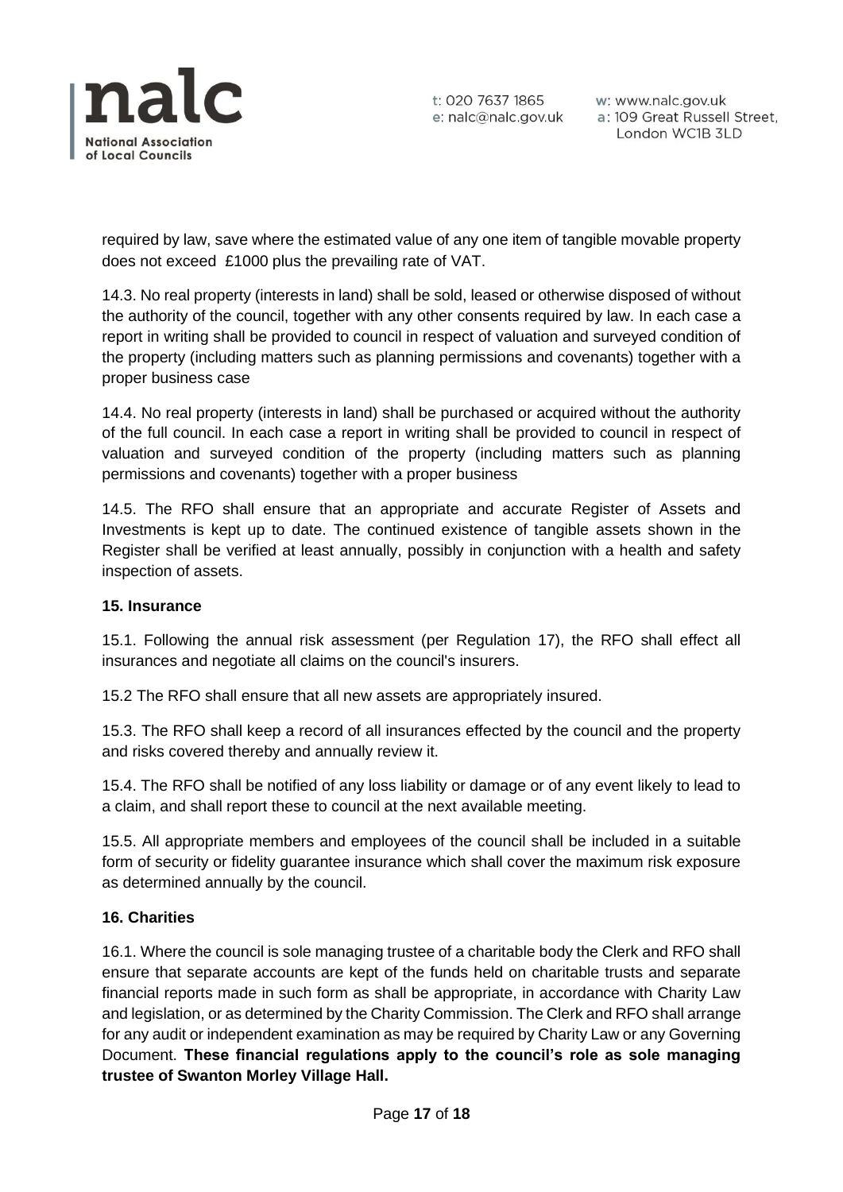required by law, save where the estimated value of any one item of tangible movable property does not exceed £1000 plus the prevailing rate of VAT.

14.3. No real property (interests in land) shall be sold, leased or otherwise disposed of without the authority of the council, together with any other consents required by law. In each case a report in writing shall be provided to council in respect of valuation and surveyed condition of the property (including matters such as planning permissions and covenants) together with a proper business case

14.4. No real property (interests in land) shall be purchased or acquired without the authority of the full council. In each case a report in writing shall be provided to council in respect of valuation and surveyed condition of the property (including matters such as planning permissions and covenants) together with a proper business

14.5. The RFO shall ensure that an appropriate and accurate Register of Assets and Investments is kept up to date. The continued existence of tangible assets shown in the Register shall be verified at least annually, possibly in conjunction with a health and safety inspection of assets.

**15. Insurance**

15.1. Following the annual risk assessment (per Regulation 17), the RFO shall effect all insurances and negotiate all claims on the council's insurers.

15.2 The RFO shall ensure that all new assets are appropriately insured.

15.3. The RFO shall keep a record of all insurances effected by the council and the property and risks covered thereby and annually review it.

15.4. The RFO shall be notified of any loss liability or damage or of any event likely to lead to a claim, and shall report these to council at the next available meeting.

15.5. All appropriate members and employees of the council shall be included in a suitable form of security or fidelity guarantee insurance which shall cover the maximum risk exposure as determined annually by the council.

**16. Charities**

16.1. Where the council is sole managing trustee of a charitable body the Clerk and RFO shall ensure that separate accounts are kept of the funds held on charitable trusts and separate financial reports made in such form as shall be appropriate, in accordance with Charity Law and legislation, or as determined by the Charity Commission. The Clerk and RFO shall arrange for any audit or independent examination as may be required by Charity Law or any Governing Document. **These financial regulations apply to the council's role as sole managing trustee of Swanton Morley Village Hall.**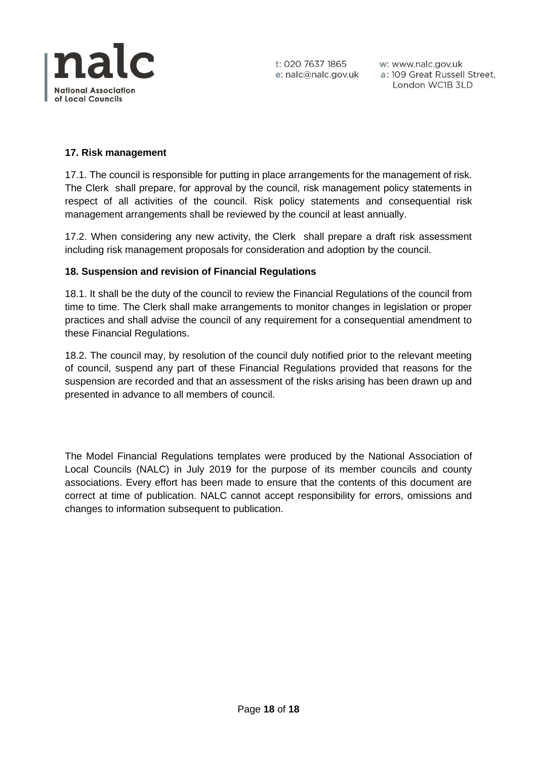### 17. Risk management

17.1. The council is responsible for putting in place arrangements for the management of risk. The Clerk shall prepare, for approval by the council, risk management policy statements in respect of all activities of the council. Risk policy statements and consequential risk management arrangements shall be reviewed by the council at least annually.

17.2. When considering any new activity, the Clerk shall prepare a draft risk assessment including risk management proposals for consideration and adoption by the council.

### 18. Suspension and revision of Financial Regulations

18.1. It shall be the duty of the council to review the Financial Regulations of the council from time to time. The Clerk shall make arrangements to monitor changes in legislation or proper practices and shall advise the council of any requirement for a consequential amendment to these Financial Regulations.

18.2. The council may, by resolution of the council duly notified prior to the relevant meeting of council, suspend any part of these Financial Regulations provided that reasons for the suspension are recorded and that an assessment of the risks arising has been drawn up and presented in advance to all members of council.

The Model Financial Regulations templates were produced by the National Association of Local Councils (NALC) in July 2019 for the purpose of its member councils and county associations. Every effort has been made to ensure that the contents of this document are correct at time of publication. NALC cannot accept responsibility for errors, omissions and changes to information subsequent to publication.